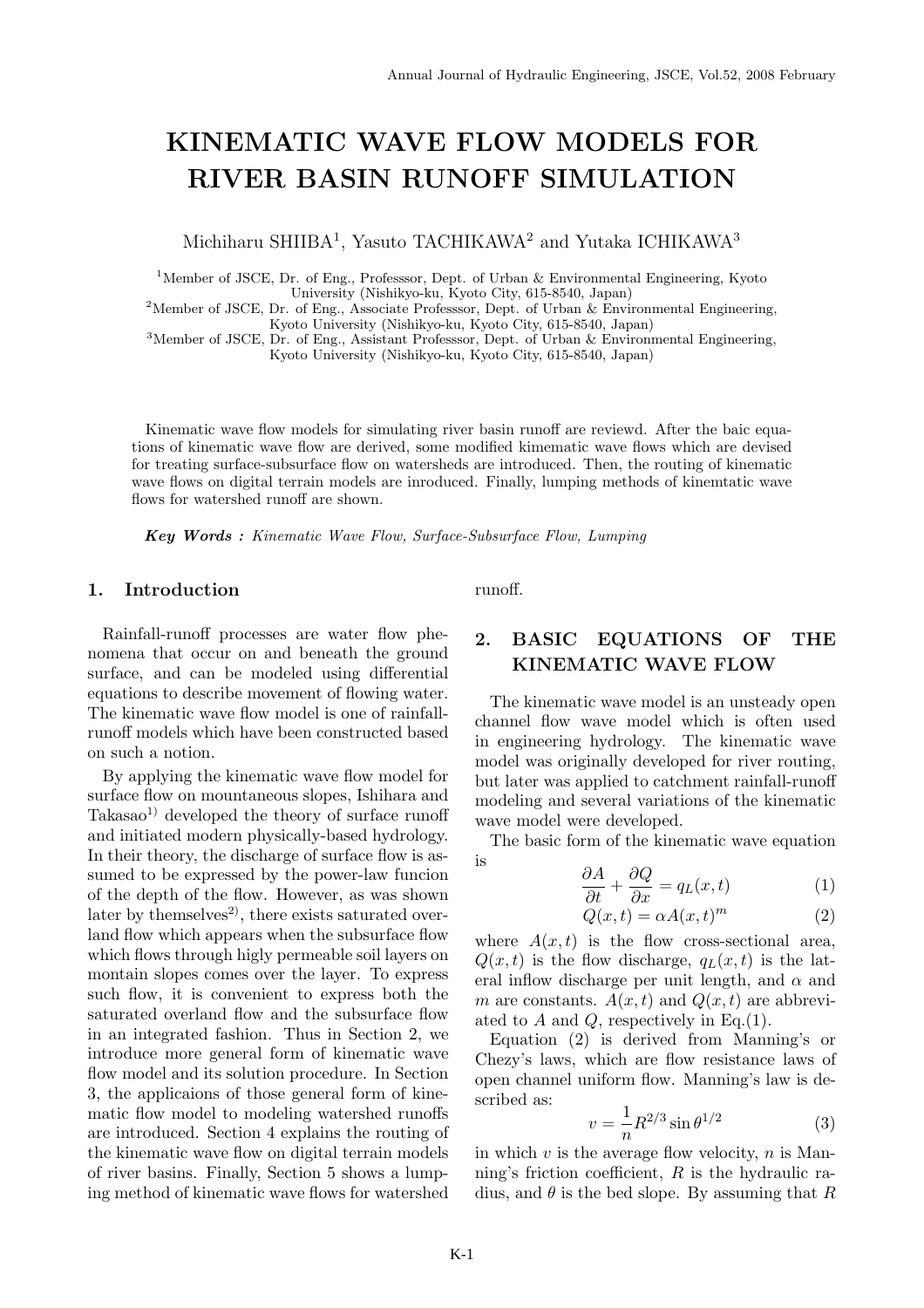# KINEMATIC WAVE FLOW MODELS FOR RIVER BASIN RUNOFF SIMULATION

Michiharu SHIIBA[1], Yasuto TACHIKAWA[2] and Yutaka ICHIKAWA[3]

[1]Member of JSCE, Dr. of Eng., Professsor, Dept. of Urban & Environmental Engineering, Kyoto University (Nishikyo-ku, Kyoto City, 615-8540, Japan)
[2]Member of JSCE, Dr. of Eng., Associate Professsor, Dept. of Urban & Environmental Engineering, Kyoto University (Nishikyo-ku, Kyoto City, 615-8540, Japan)
[3]Member of JSCE, Dr. of Eng., Assistant Professsor, Dept. of Urban & Environmental Engineering, Kyoto University (Nishikyo-ku, Kyoto City, 615-8540, Japan)

Kinematic wave flow models for simulating river basin runoff are reviewd. After the baic equations of kinematic wave flow are derived, some modified kimematic wave flows which are devised for treating surface-subsurface flow on watersheds are introduced. Then, the routing of kinematic wave flows on digital terrain models are inroduced. Finally, lumping methods of kinemtatic wave flows for watershed runoff are shown.

***Key Words :*** *Kinematic Wave Flow, Surface-Subsurface Flow, Lumping*

## 1. Introduction

Rainfall-runoff processes are water flow phenomena that occur on and beneath the ground surface, and can be modeled using differential equations to describe movement of flowing water. The kinematic wave flow model is one of rainfall-runoff models which have been constructed based on such a notion.

By applying the kinematic wave flow model for surface flow on mountaneous slopes, Ishihara and Takasao[1] developed the theory of surface runoff and initiated modern physically-based hydrology. In their theory, the discharge of surface flow is assumed to be expressed by the power-law funcion of the depth of the flow. However, as was shown later by themselves[2], there exists saturated overland flow which appears when the subsurface flow which flows through higly permeable soil layers on montain slopes comes over the layer. To express such flow, it is convenient to express both the saturated overland flow and the subsurface flow in an integrated fashion. Thus in Section 2, we introduce more general form of kinematic wave flow model and its solution procedure. In Section 3, the applicaions of those general form of kinematic flow model to modeling watershed runoffs are introduced. Section 4 explains the routing of the kinematic wave flow on digital terrain models of river basins. Finally, Section 5 shows a lumping method of kinematic wave flows for watershed runoff.

## 2. BASIC EQUATIONS OF THE KINEMATIC WAVE FLOW

The kinematic wave model is an unsteady open channel flow wave model which is often used in engineering hydrology. The kinematic wave model was originally developed for river routing, but later was applied to catchment rainfall-runoff modeling and several variations of the kinematic wave model were developed.

The basic form of the kinematic wave equation is

$$\frac{\partial A}{\partial t} + \frac{\partial Q}{\partial x} = q_L(x,t) \tag{1}$$

$$Q(x,t) = \alpha A(x,t)^m \tag{2}$$

where $A(x,t)$ is the flow cross-sectional area, $Q(x,t)$ is the flow discharge, $q_L(x,t)$ is the lateral inflow discharge per unit length, and $\alpha$ and $m$ are constants. $A(x,t)$ and $Q(x,t)$ are abbreviated to $A$ and $Q$, respectively in Eq.(1).

Equation (2) is derived from Manning's or Chezy's laws, which are flow resistance laws of open channel uniform flow. Manning's law is described as:

$$v = \frac{1}{n} R^{2/3} \sin\theta^{1/2} \tag{3}$$

in which $v$ is the average flow velocity, $n$ is Manning's friction coefficient, $R$ is the hydraulic radius, and $\theta$ is the bed slope. By assuming that $R$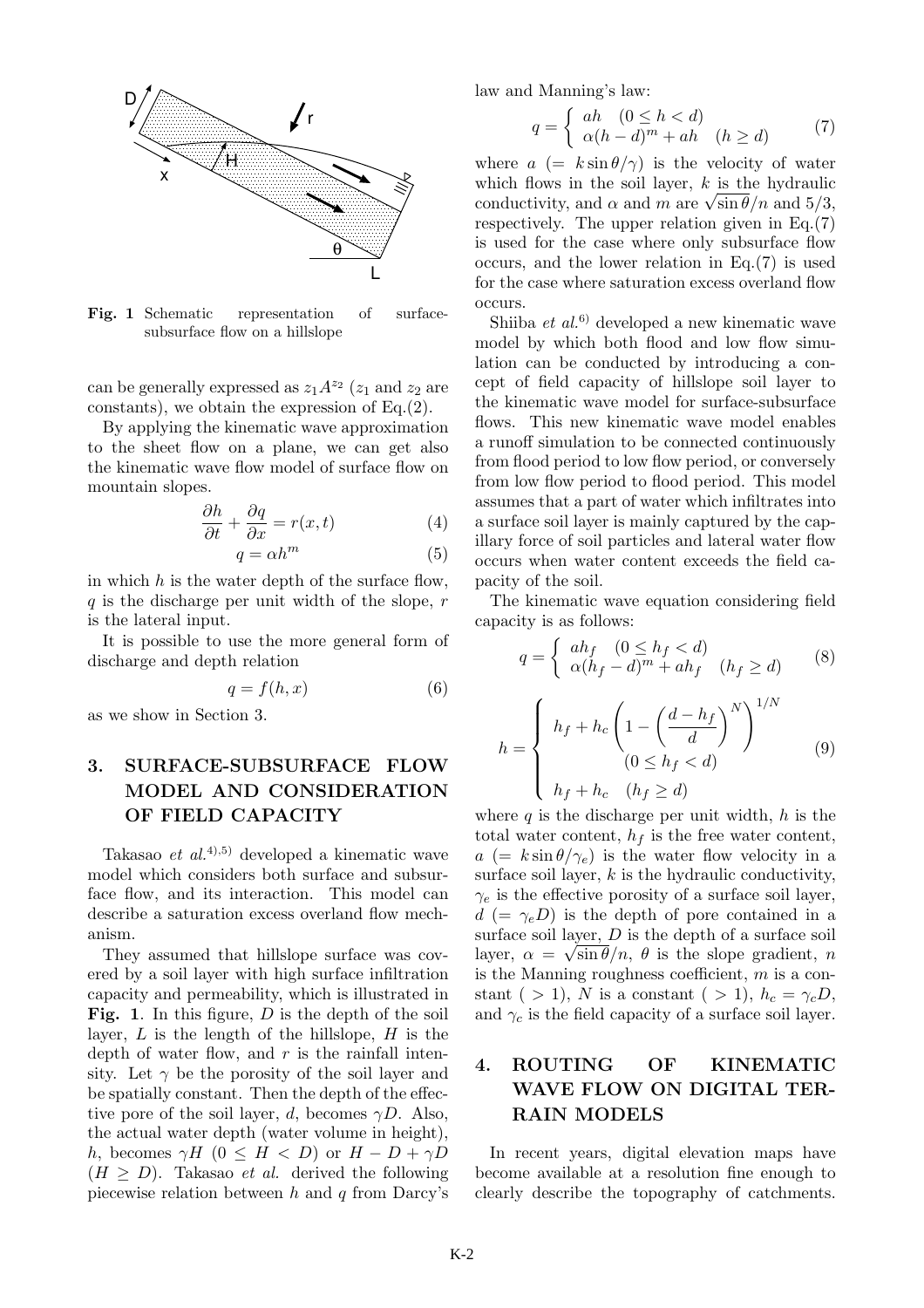Fig. 1 Schematic representation of surface-subsurface flow on a hillslope

can be generally expressed as $z_1 A^{z_2}$ ($z_1$ and $z_2$ are constants), we obtain the expression of Eq.(2).

By applying the kinematic wave approximation to the sheet flow on a plane, we can get also the kinematic wave flow model of surface flow on mountain slopes.

$$\frac{\partial h}{\partial t} + \frac{\partial q}{\partial x} = r(x,t) \tag{4}$$

$$q = \alpha h^m \tag{5}$$

in which $h$ is the water depth of the surface flow, $q$ is the discharge per unit width of the slope, $r$ is the lateral input.

It is possible to use the more general form of discharge and depth relation

$$q = f(h,x) \tag{6}$$

as we show in Section 3.

## 3. SURFACE-SUBSURFACE FLOW MODEL AND CONSIDERATION OF FIELD CAPACITY

Takasao *et al.*[4),5)] developed a kinematic wave model which considers both surface and subsurface flow, and its interaction. This model can describe a saturation excess overland flow mechanism.

They assumed that hillslope surface was covered by a soil layer with high surface infiltration capacity and permeability, which is illustrated in **Fig. 1**. In this figure, $D$ is the depth of the soil layer, $L$ is the length of the hillslope, $H$ is the depth of water flow, and $r$ is the rainfall intensity. Let $\gamma$ be the porosity of the soil layer and be spatially constant. Then the depth of the effective pore of the soil layer, $d$, becomes $\gamma D$. Also, the actual water depth (water volume in height), $h$, becomes $\gamma H$ $(0 \leq H < D)$ or $H - D + \gamma D$ $(H \geq D)$. Takasao *et al.* derived the following piecewise relation between $h$ and $q$ from Darcy's law and Manning's law:

$$q = \begin{cases} ah & (0 \leq h < d) \\ \alpha(h-d)^m + ah & (h \geq d) \end{cases} \tag{7}$$

where $a$ $(= k\sin\theta/\gamma)$ is the velocity of water which flows in the soil layer, $k$ is the hydraulic conductivity, and $\alpha$ and $m$ are $\sqrt{\sin\theta}/n$ and $5/3$, respectively. The upper relation given in Eq.(7) is used for the case where only subsurface flow occurs, and the lower relation in Eq.(7) is used for the case where saturation excess overland flow occurs.

Shiiba *et al.*[6)] developed a new kinematic wave model by which both flood and low flow simulation can be conducted by introducing a concept of field capacity of hillslope soil layer to the kinematic wave model for surface-subsurface flows. This new kinematic wave model enables a runoff simulation to be connected continuously from flood period to low flow period, or conversely from low flow period to flood period. This model assumes that a part of water which infiltrates into a surface soil layer is mainly captured by the capillary force of soil particles and lateral water flow occurs when water content exceeds the field capacity of the soil.

The kinematic wave equation considering field capacity is as follows:

$$q = \begin{cases} ah_f & (0 \leq h_f < d) \\ \alpha(h_f - d)^m + ah_f & (h_f \geq d) \end{cases} \tag{8}$$

$$h = \begin{cases} h_f + h_c\left(1 - \left(\dfrac{d-h_f}{d}\right)^N\right)^{1/N} & (0 \leq h_f < d) \\ h_f + h_c & (h_f \geq d) \end{cases} \tag{9}$$

where $q$ is the discharge per unit width, $h$ is the total water content, $h_f$ is the free water content, $a$ $(= k\sin\theta/\gamma_e)$ is the water flow velocity in a surface soil layer, $k$ is the hydraulic conductivity, $\gamma_e$ is the effective porosity of a surface soil layer, $d$ $(= \gamma_e D)$ is the depth of pore contained in a surface soil layer, $D$ is the depth of a surface soil layer, $\alpha = \sqrt{\sin\theta}/n$, $\theta$ is the slope gradient, $n$ is the Manning roughness coefficient, $m$ is a constant $(>1)$, $N$ is a constant $(>1)$, $h_c = \gamma_c D$, and $\gamma_c$ is the field capacity of a surface soil layer.

## 4. ROUTING OF KINEMATIC WAVE FLOW ON DIGITAL TERRAIN MODELS

In recent years, digital elevation maps have become available at a resolution fine enough to clearly describe the topography of catchments.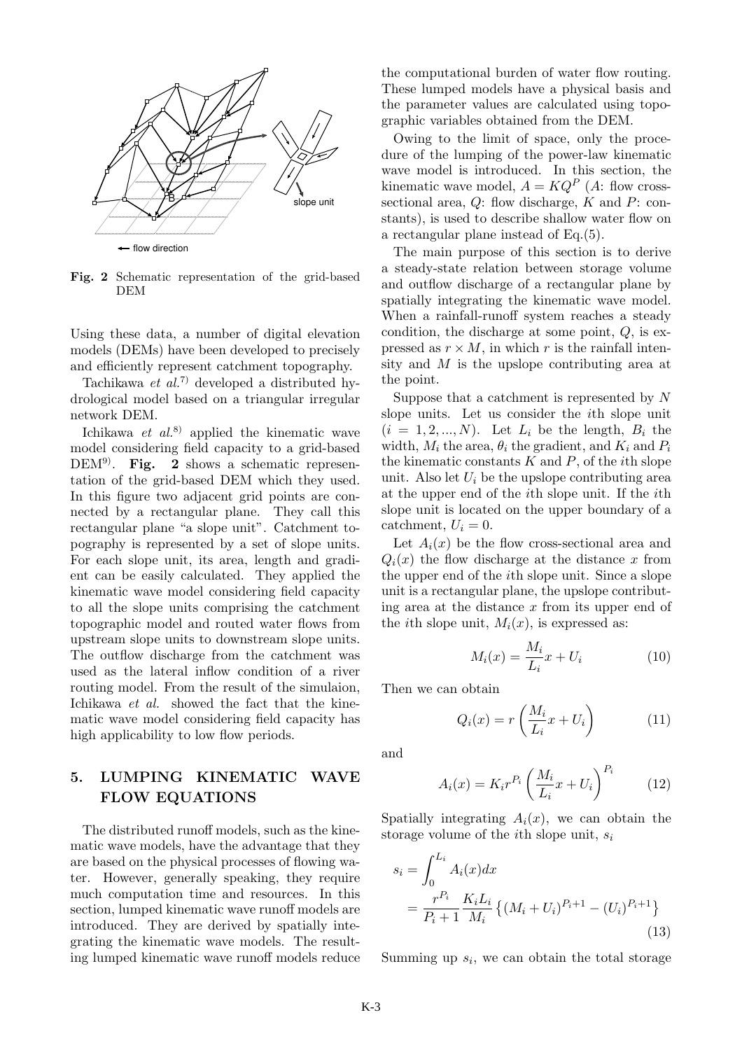Fig. 2 Schematic representation of the grid-based DEM

Using these data, a number of digital elevation models (DEMs) have been developed to precisely and efficiently represent catchment topography.

Tachikawa *et al.*[7] developed a distributed hydrological model based on a triangular irregular network DEM.

Ichikawa *et al.*[8] applied the kinematic wave model considering field capacity to a grid-based DEM[9]. **Fig. 2** shows a schematic representation of the grid-based DEM which they used. In this figure two adjacent grid points are connected by a rectangular plane. They call this rectangular plane "a slope unit". Catchment topography is represented by a set of slope units. For each slope unit, its area, length and gradient can be easily calculated. They applied the kinematic wave model considering field capacity to all the slope units comprising the catchment topographic model and routed water flows from upstream slope units to downstream slope units. The outflow discharge from the catchment was used as the lateral inflow condition of a river routing model. From the result of the simulaion, Ichikawa *et al.* showed the fact that the kinematic wave model considering field capacity has high applicability to low flow periods.

## 5. LUMPING KINEMATIC WAVE FLOW EQUATIONS

The distributed runoff models, such as the kinematic wave models, have the advantage that they are based on the physical processes of flowing water. However, generally speaking, they require much computation time and resources. In this section, lumped kinematic wave runoff models are introduced. They are derived by spatially integrating the kinematic wave models. The resulting lumped kinematic wave runoff models reduce the computational burden of water flow routing. These lumped models have a physical basis and the parameter values are calculated using topographic variables obtained from the DEM.

Owing to the limit of space, only the procedure of the lumping of the power-law kinematic wave model is introduced. In this section, the kinematic wave model, $A = KQ^P$ ($A$: flow cross-sectional area, $Q$: flow discharge, $K$ and $P$: constants), is used to describe shallow water flow on a rectangular plane instead of Eq.(5).

The main purpose of this section is to derive a steady-state relation between storage volume and outflow discharge of a rectangular plane by spatially integrating the kinematic wave model. When a rainfall-runoff system reaches a steady condition, the discharge at some point, $Q$, is expressed as $r \times M$, in which $r$ is the rainfall intensity and $M$ is the upslope contributing area at the point.

Suppose that a catchment is represented by $N$ slope units. Let us consider the $i$th slope unit ($i = 1, 2, ..., N$). Let $L_i$ be the length, $B_i$ the width, $M_i$ the area, $\theta_i$ the gradient, and $K_i$ and $P_i$ the kinematic constants $K$ and $P$, of the $i$th slope unit. Also let $U_i$ be the upslope contributing area at the upper end of the $i$th slope unit. If the $i$th slope unit is located on the upper boundary of a catchment, $U_i = 0$.

Let $A_i(x)$ be the flow cross-sectional area and $Q_i(x)$ the flow discharge at the distance $x$ from the upper end of the $i$th slope unit. Since a slope unit is a rectangular plane, the upslope contributing area at the distance $x$ from its upper end of the $i$th slope unit, $M_i(x)$, is expressed as:

$$M_i(x) = \frac{M_i}{L_i}x + U_i \tag{10}$$

Then we can obtain

$$Q_i(x) = r\left(\frac{M_i}{L_i}x + U_i\right) \tag{11}$$

and

$$A_i(x) = K_i r^{P_i}\left(\frac{M_i}{L_i}x + U_i\right)^{P_i} \tag{12}$$

Spatially integrating $A_i(x)$, we can obtain the storage volume of the $i$th slope unit, $s_i$

$$\begin{aligned} s_i &= \int_0^{L_i} A_i(x)dx \\ &= \frac{r^{P_i}}{P_i + 1}\frac{K_i L_i}{M_i}\left\{(M_i + U_i)^{P_i+1} - (U_i)^{P_i+1}\right\} \end{aligned} \tag{13}$$

Summing up $s_i$, we can obtain the total storage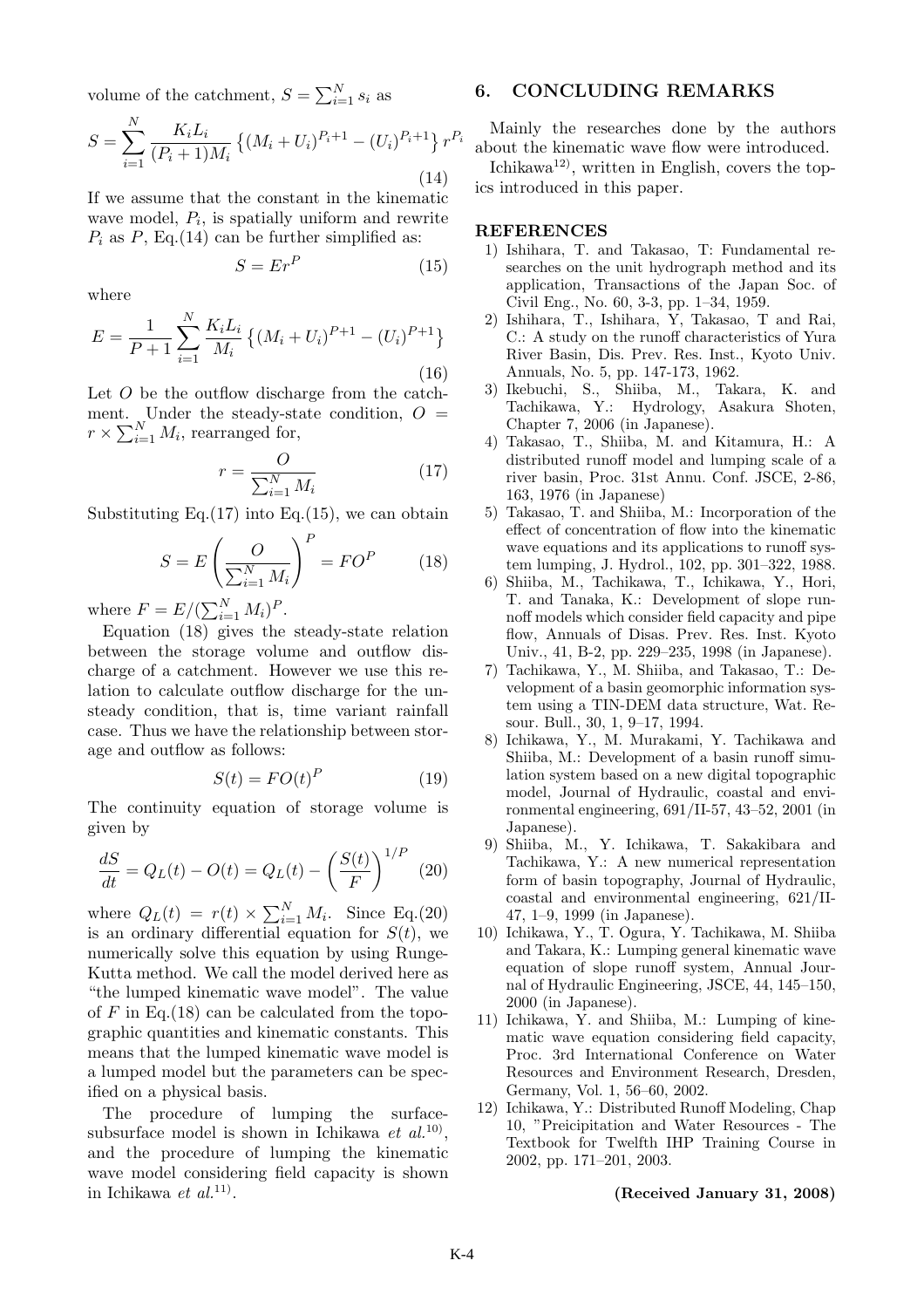volume of the catchment, $S = \sum_{i=1}^{N} s_i$ as

$$S = \sum_{i=1}^{N} \frac{K_i L_i}{(P_i+1)M_i} \left\{ (M_i + U_i)^{P_i+1} - (U_i)^{P_i+1} \right\} r^{P_i} \tag{14}$$

If we assume that the constant in the kinematic wave model, $P_i$, is spatially uniform and rewrite $P_i$ as $P$, Eq.(14) can be further simplified as:

$$S = E r^P \tag{15}$$

where

$$E = \frac{1}{P+1} \sum_{i=1}^{N} \frac{K_i L_i}{M_i} \left\{ (M_i + U_i)^{P+1} - (U_i)^{P+1} \right\} \tag{16}$$

Let $O$ be the outflow discharge from the catchment. Under the steady-state condition, $O = r \times \sum_{i=1}^{N} M_i$, rearranged for,

$$r = \frac{O}{\sum_{i=1}^{N} M_i} \tag{17}$$

Substituting Eq.(17) into Eq.(15), we can obtain

$$S = E \left( \frac{O}{\sum_{i=1}^{N} M_i} \right)^P = F O^P \tag{18}$$

where $F = E / (\sum_{i=1}^{N} M_i)^P$.

Equation (18) gives the steady-state relation between the storage volume and outflow discharge of a catchment. However we use this relation to calculate outflow discharge for the unsteady condition, that is, time variant rainfall case. Thus we have the relationship between storage and outflow as follows:

$$S(t) = F O(t)^P \tag{19}$$

The continuity equation of storage volume is given by

$$\frac{dS}{dt} = Q_L(t) - O(t) = Q_L(t) - \left( \frac{S(t)}{F} \right)^{1/P} \tag{20}$$

where $Q_L(t) = r(t) \times \sum_{i=1}^{N} M_i$. Since Eq.(20) is an ordinary differential equation for $S(t)$, we numerically solve this equation by using Runge-Kutta method. We call the model derived here as "the lumped kinematic wave model". The value of $F$ in Eq.(18) can be calculated from the topographic quantities and kinematic constants. This means that the lumped kinematic wave model is a lumped model but the parameters can be specified on a physical basis.

The procedure of lumping the surface-subsurface model is shown in Ichikawa *et al.*[10], and the procedure of lumping the kinematic wave model considering field capacity is shown in Ichikawa *et al.*[11].

## 6. CONCLUDING REMARKS

Mainly the researches done by the authors about the kinematic wave flow were introduced.

Ichikawa[12], written in English, covers the topics introduced in this paper.

## REFERENCES

1) Ishihara, T. and Takasao, T: Fundamental researches on the unit hydrograph method and its application, Transactions of the Japan Soc. of Civil Eng., No. 60, 3-3, pp. 1–34, 1959.
2) Ishihara, T., Ishihara, Y, Takasao, T and Rai, C.: A study on the runoff characteristics of Yura River Basin, Dis. Prev. Res. Inst., Kyoto Univ. Annuals, No. 5, pp. 147-173, 1962.
3) Ikebuchi, S., Shiiba, M., Takara, K. and Tachikawa, Y.: Hydrology, Asakura Shoten, Chapter 7, 2006 (in Japanese).
4) Takasao, T., Shiiba, M. and Kitamura, H.: A distributed runoff model and lumping scale of a river basin, Proc. 31st Annu. Conf. JSCE, 2-86, 163, 1976 (in Japanese)
5) Takasao, T. and Shiiba, M.: Incorporation of the effect of concentration of flow into the kinematic wave equations and its applications to runoff system lumping, J. Hydrol., 102, pp. 301–322, 1988.
6) Shiiba, M., Tachikawa, T., Ichikawa, Y., Hori, T. and Tanaka, K.: Development of slope runnoff models which consider field capacity and pipe flow, Annuals of Disas. Prev. Res. Inst. Kyoto Univ., 41, B-2, pp. 229–235, 1998 (in Japanese).
7) Tachikawa, Y., M. Shiiba, and Takasao, T.: Development of a basin geomorphic information system using a TIN-DEM data structure, Wat. Resour. Bull., 30, 1, 9–17, 1994.
8) Ichikawa, Y., M. Murakami, Y. Tachikawa and Shiiba, M.: Development of a basin runoff simulation system based on a new digital topographic model, Journal of Hydraulic, coastal and environmental engineering, 691/II-57, 43–52, 2001 (in Japanese).
9) Shiiba, M., Y. Ichikawa, T. Sakakibara and Tachikawa, Y.: A new numerical representation form of basin topography, Journal of Hydraulic, coastal and environmental engineering, 621/II-47, 1–9, 1999 (in Japanese).
10) Ichikawa, Y., T. Ogura, Y. Tachikawa, M. Shiiba and Takara, K.: Lumping general kinematic wave equation of slope runoff system, Annual Journal of Hydraulic Engineering, JSCE, 44, 145–150, 2000 (in Japanese).
11) Ichikawa, Y. and Shiiba, M.: Lumping of kinematic wave equation considering field capacity, Proc. 3rd International Conference on Water Resources and Environment Research, Dresden, Germany, Vol. 1, 56–60, 2002.
12) Ichikawa, Y.: Distributed Runoff Modeling, Chap 10, "Preicipitation and Water Resources - The Textbook for Twelfth IHP Training Course in 2002, pp. 171–201, 2003.

**(Received January 31, 2008)**